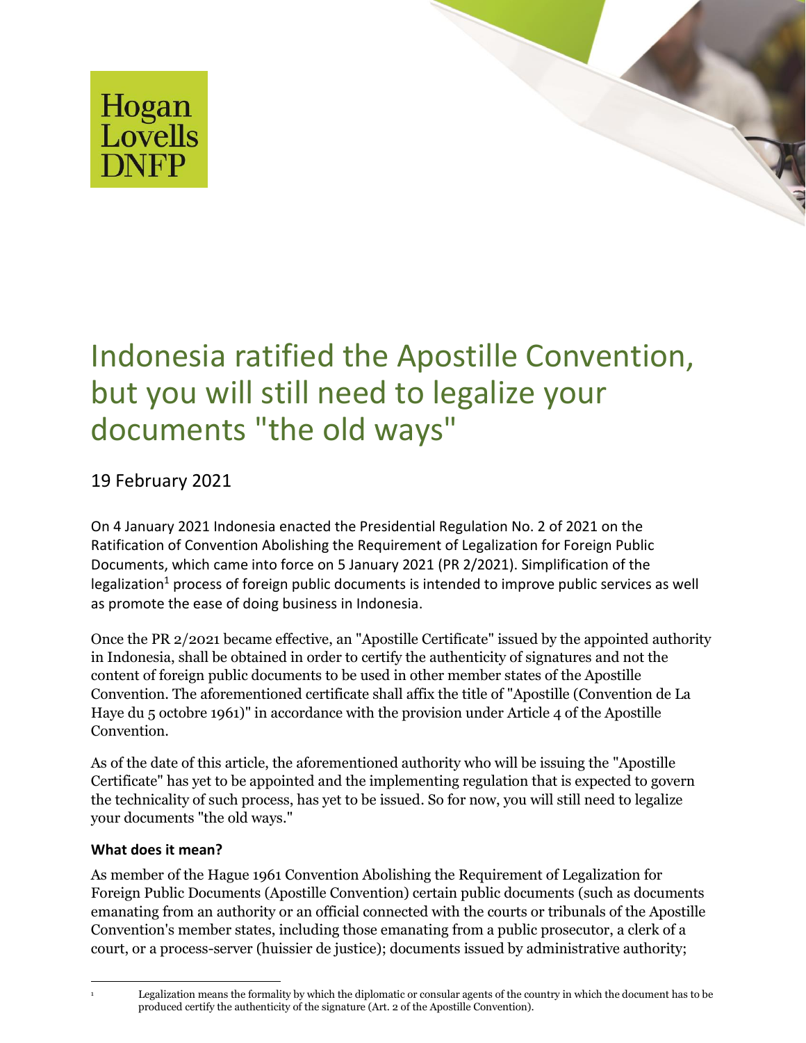Hogan Lovells DNFP

# Indonesia ratified the Apostille Convention, but you will still need to legalize your documents "the old ways"

19 February 2021

On 4 January 2021 Indonesia enacted the Presidential Regulation No. 2 of 2021 on the Ratification of Convention Abolishing the Requirement of Legalization for Foreign Public Documents, which came into force on 5 January 2021 (PR 2/2021). Simplification of the legalization[1] process of foreign public documents is intended to improve public services as well as promote the ease of doing business in Indonesia.

Once the PR 2/2021 became effective, an "Apostille Certificate" issued by the appointed authority in Indonesia, shall be obtained in order to certify the authenticity of signatures and not the content of foreign public documents to be used in other member states of the Apostille Convention. The aforementioned certificate shall affix the title of "Apostille (Convention de La Haye du 5 octobre 1961)" in accordance with the provision under Article 4 of the Apostille Convention.

As of the date of this article, the aforementioned authority who will be issuing the "Apostille Certificate" has yet to be appointed and the implementing regulation that is expected to govern the technicality of such process, has yet to be issued. So for now, you will still need to legalize your documents "the old ways."

### What does it mean?

As member of the Hague 1961 Convention Abolishing the Requirement of Legalization for Foreign Public Documents (Apostille Convention) certain public documents (such as documents emanating from an authority or an official connected with the courts or tribunals of the Apostille Convention's member states, including those emanating from a public prosecutor, a clerk of a court, or a process-server (huissier de justice); documents issued by administrative authority;

[1] Legalization means the formality by which the diplomatic or consular agents of the country in which the document has to be produced certify the authenticity of the signature (Art. 2 of the Apostille Convention).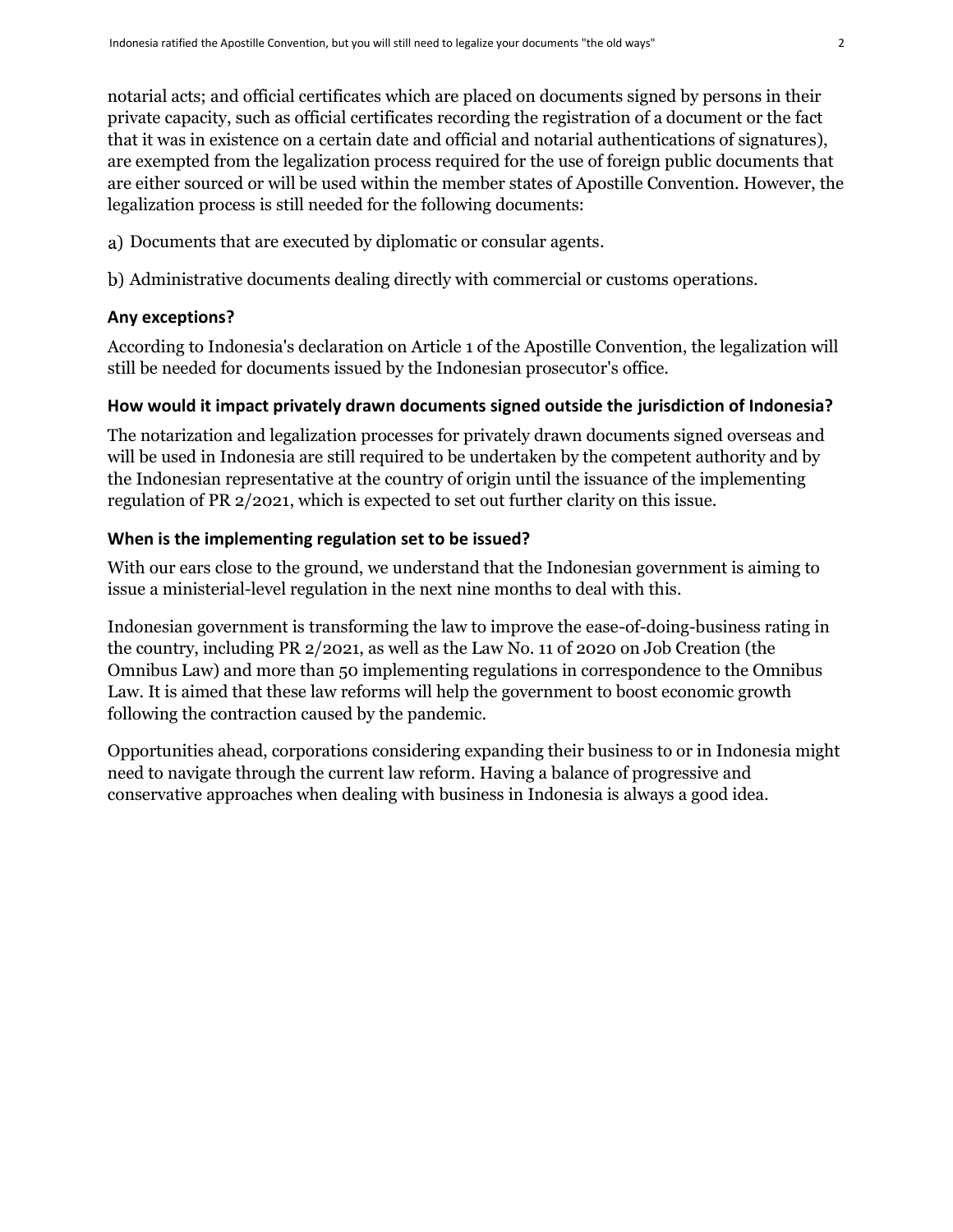notarial acts; and official certificates which are placed on documents signed by persons in their private capacity, such as official certificates recording the registration of a document or the fact that it was in existence on a certain date and official and notarial authentications of signatures), are exempted from the legalization process required for the use of foreign public documents that are either sourced or will be used within the member states of Apostille Convention. However, the legalization process is still needed for the following documents:

a) Documents that are executed by diplomatic or consular agents.

b) Administrative documents dealing directly with commercial or customs operations.

### Any exceptions?

According to Indonesia's declaration on Article 1 of the Apostille Convention, the legalization will still be needed for documents issued by the Indonesian prosecutor's office.

### How would it impact privately drawn documents signed outside the jurisdiction of Indonesia?

The notarization and legalization processes for privately drawn documents signed overseas and will be used in Indonesia are still required to be undertaken by the competent authority and by the Indonesian representative at the country of origin until the issuance of the implementing regulation of PR 2/2021, which is expected to set out further clarity on this issue.

### When is the implementing regulation set to be issued?

With our ears close to the ground, we understand that the Indonesian government is aiming to issue a ministerial-level regulation in the next nine months to deal with this.

Indonesian government is transforming the law to improve the ease-of-doing-business rating in the country, including PR 2/2021, as well as the Law No. 11 of 2020 on Job Creation (the Omnibus Law) and more than 50 implementing regulations in correspondence to the Omnibus Law. It is aimed that these law reforms will help the government to boost economic growth following the contraction caused by the pandemic.

Opportunities ahead, corporations considering expanding their business to or in Indonesia might need to navigate through the current law reform. Having a balance of progressive and conservative approaches when dealing with business in Indonesia is always a good idea.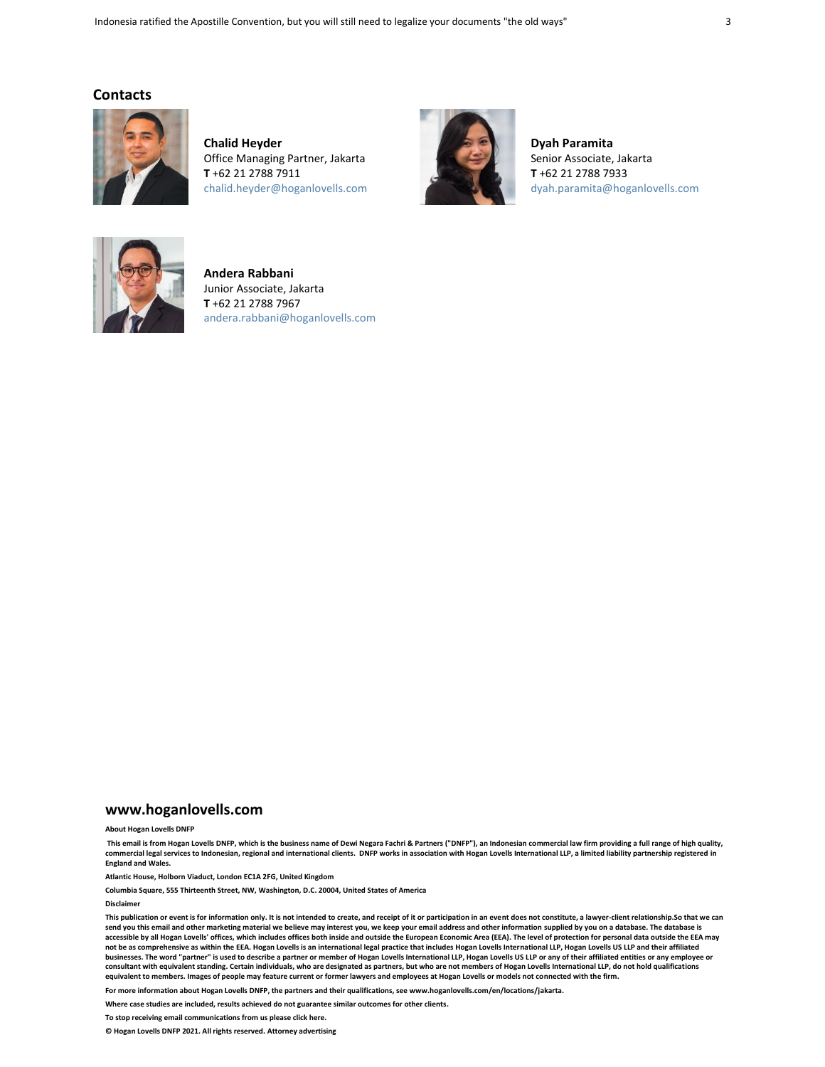## Contacts

**Chalid Heyder**
Office Managing Partner, Jakarta
**T** +62 21 2788 7911
chalid.heyder@hoganlovells.com

**Dyah Paramita**
Senior Associate, Jakarta
**T** +62 21 2788 7933
dyah.paramita@hoganlovells.com

**Andera Rabbani**
Junior Associate, Jakarta
**T** +62 21 2788 7967
andera.rabbani@hoganlovells.com

## www.hoganlovells.com

**About Hogan Lovells DNFP**

**This email is from Hogan Lovells DNFP, which is the business name of Dewi Negara Fachri & Partners ("DNFP"), an Indonesian commercial law firm providing a full range of high quality, commercial legal services to Indonesian, regional and international clients. DNFP works in association with Hogan Lovells International LLP, a limited liability partnership registered in England and Wales.**

**Atlantic House, Holborn Viaduct, London EC1A 2FG, United Kingdom**

**Columbia Square, 555 Thirteenth Street, NW, Washington, D.C. 20004, United States of America**

**Disclaimer**

**This publication or event is for information only. It is not intended to create, and receipt of it or participation in an event does not constitute, a lawyer-client relationship.So that we can send you this email and other marketing material we believe may interest you, we keep your email address and other information supplied by you on a database. The database is accessible by all Hogan Lovells' offices, which includes offices both inside and outside the European Economic Area (EEA). The level of protection for personal data outside the EEA may not be as comprehensive as within the EEA. Hogan Lovells is an international legal practice that includes Hogan Lovells International LLP, Hogan Lovells US LLP and their affiliated businesses. The word "partner" is used to describe a partner or member of Hogan Lovells International LLP, Hogan Lovells US LLP or any of their affiliated entities or any employee or consultant with equivalent standing. Certain individuals, who are designated as partners, but who are not members of Hogan Lovells International LLP, do not hold qualifications equivalent to members. Images of people may feature current or former lawyers and employees at Hogan Lovells or models not connected with the firm.**

**For more information about Hogan Lovells DNFP, the partners and their qualifications, see www.hoganlovells.com/en/locations/jakarta.**

**Where case studies are included, results achieved do not guarantee similar outcomes for other clients.**

**To stop receiving email communications from us please click here.**

**© Hogan Lovells DNFP 2021. All rights reserved. Attorney advertising**